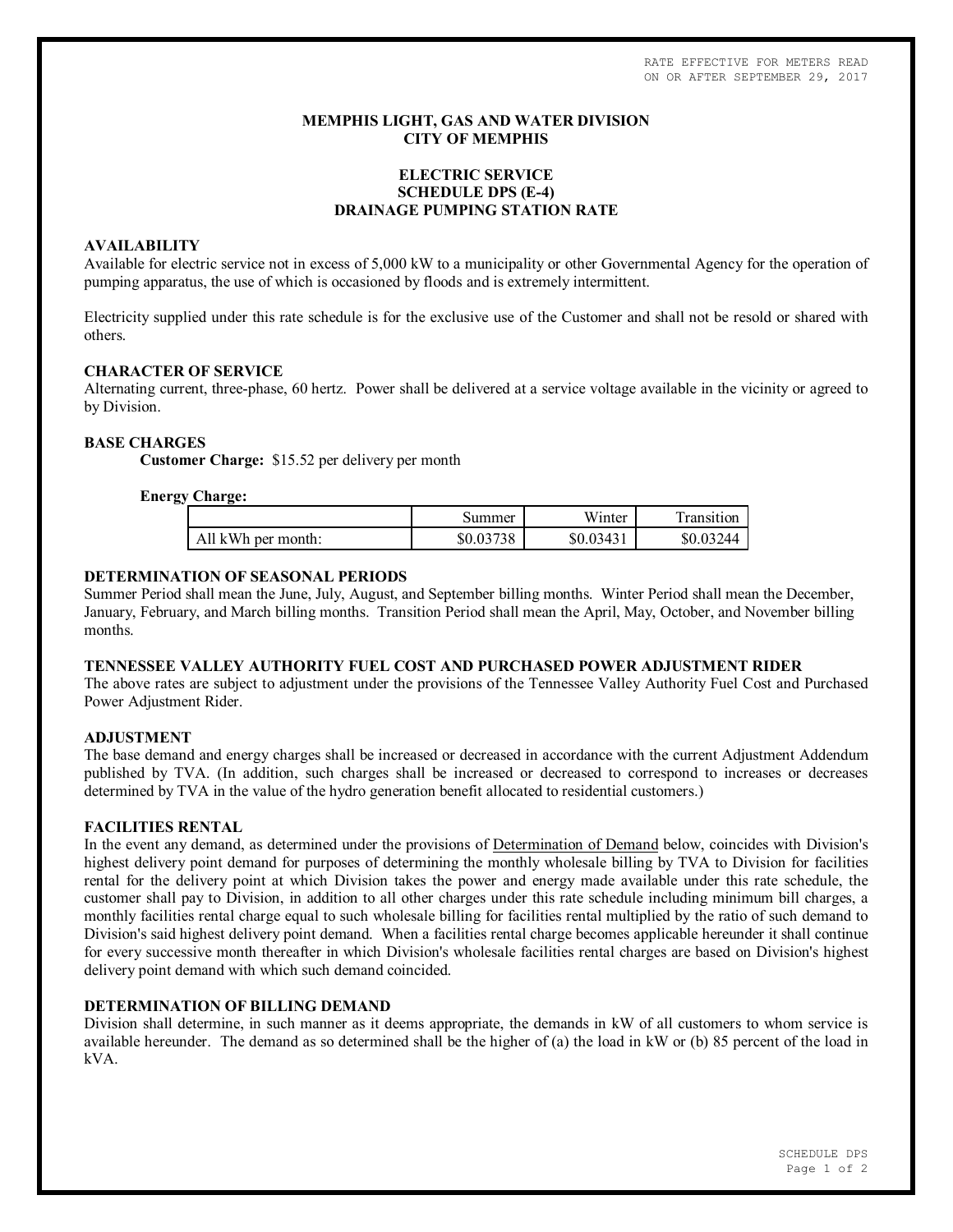RATE EFFECTIVE FOR METERS READ ON OR AFTER SEPTEMBER 29, 2017

# MEMPHIS LIGHT, GAS AND WATER DIVISION
# CITY OF MEMPHIS

## ELECTRIC SERVICE
## SCHEDULE DPS (E-4)
## DRAINAGE PUMPING STATION RATE

### AVAILABILITY

Available for electric service not in excess of 5,000 kW to a municipality or other Governmental Agency for the operation of pumping apparatus, the use of which is occasioned by floods and is extremely intermittent.

Electricity supplied under this rate schedule is for the exclusive use of the Customer and shall not be resold or shared with others.

### CHARACTER OF SERVICE

Alternating current, three-phase, 60 hertz. Power shall be delivered at a service voltage available in the vicinity or agreed to by Division.

### BASE CHARGES

**Customer Charge:** $15.52 per delivery per month

**Energy Charge:**

| | Summer | Winter | Transition |
|---|---|---|---|
| All kWh per month: | $0.03738 | $0.03431 | $0.03244 |

### DETERMINATION OF SEASONAL PERIODS

Summer Period shall mean the June, July, August, and September billing months. Winter Period shall mean the December, January, February, and March billing months. Transition Period shall mean the April, May, October, and November billing months.

### TENNESSEE VALLEY AUTHORITY FUEL COST AND PURCHASED POWER ADJUSTMENT RIDER

The above rates are subject to adjustment under the provisions of the Tennessee Valley Authority Fuel Cost and Purchased Power Adjustment Rider.

### ADJUSTMENT

The base demand and energy charges shall be increased or decreased in accordance with the current Adjustment Addendum published by TVA. (In addition, such charges shall be increased or decreased to correspond to increases or decreases determined by TVA in the value of the hydro generation benefit allocated to residential customers.)

### FACILITIES RENTAL

In the event any demand, as determined under the provisions of Determination of Demand below, coincides with Division's highest delivery point demand for purposes of determining the monthly wholesale billing by TVA to Division for facilities rental for the delivery point at which Division takes the power and energy made available under this rate schedule, the customer shall pay to Division, in addition to all other charges under this rate schedule including minimum bill charges, a monthly facilities rental charge equal to such wholesale billing for facilities rental multiplied by the ratio of such demand to Division's said highest delivery point demand. When a facilities rental charge becomes applicable hereunder it shall continue for every successive month thereafter in which Division's wholesale facilities rental charges are based on Division's highest delivery point demand with which such demand coincided.

### DETERMINATION OF BILLING DEMAND

Division shall determine, in such manner as it deems appropriate, the demands in kW of all customers to whom service is available hereunder. The demand as so determined shall be the higher of (a) the load in kW or (b) 85 percent of the load in kVA.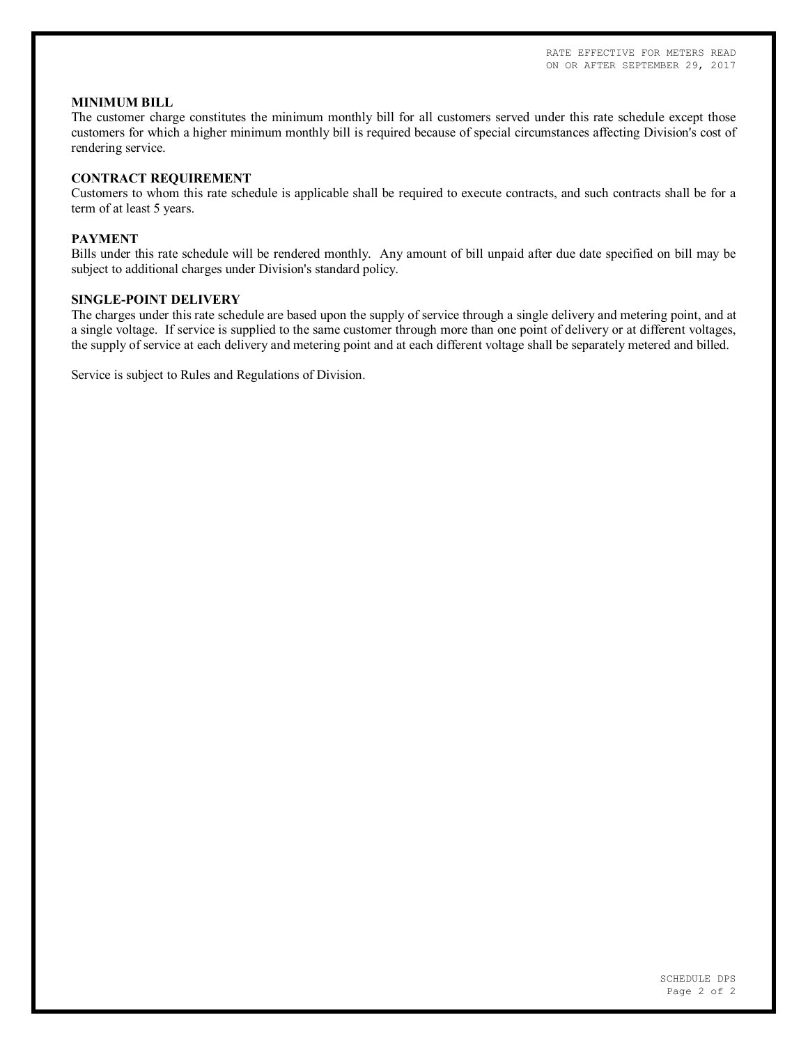## MINIMUM BILL

The customer charge constitutes the minimum monthly bill for all customers served under this rate schedule except those customers for which a higher minimum monthly bill is required because of special circumstances affecting Division's cost of rendering service.

## CONTRACT REQUIREMENT

Customers to whom this rate schedule is applicable shall be required to execute contracts, and such contracts shall be for a term of at least 5 years.

## PAYMENT

Bills under this rate schedule will be rendered monthly. Any amount of bill unpaid after due date specified on bill may be subject to additional charges under Division's standard policy.

## SINGLE-POINT DELIVERY

The charges under this rate schedule are based upon the supply of service through a single delivery and metering point, and at a single voltage. If service is supplied to the same customer through more than one point of delivery or at different voltages, the supply of service at each delivery and metering point and at each different voltage shall be separately metered and billed.

Service is subject to Rules and Regulations of Division.